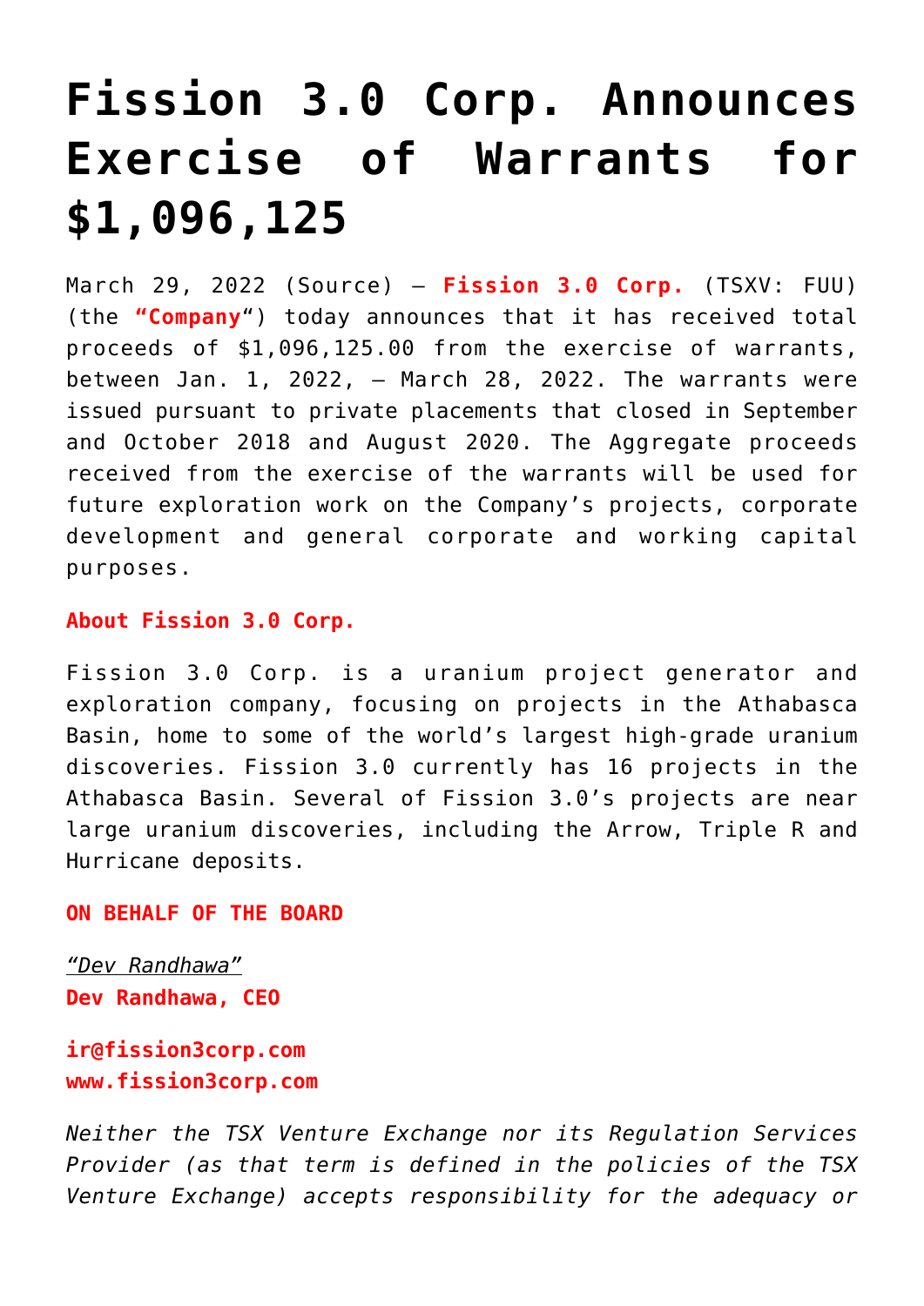# Fission 3.0 Corp. Announces Exercise of Warrants for $1,096,125

March 29, 2022 (Source) – **Fission 3.0 Corp.** (TSXV: FUU) (the "**Company**") today announces that it has received total proceeds of $1,096,125.00 from the exercise of warrants, between Jan. 1, 2022, – March 28, 2022. The warrants were issued pursuant to private placements that closed in September and October 2018 and August 2020. The Aggregate proceeds received from the exercise of the warrants will be used for future exploration work on the Company's projects, corporate development and general corporate and working capital purposes.

**About Fission 3.0 Corp.**

Fission 3.0 Corp. is a uranium project generator and exploration company, focusing on projects in the Athabasca Basin, home to some of the world's largest high-grade uranium discoveries. Fission 3.0 currently has 16 projects in the Athabasca Basin. Several of Fission 3.0's projects are near large uranium discoveries, including the Arrow, Triple R and Hurricane deposits.

**ON BEHALF OF THE BOARD**

*"Dev Randhawa"*
**Dev Randhawa, CEO**

**ir@fission3corp.com**
**www.fission3corp.com**

*Neither the TSX Venture Exchange nor its Regulation Services Provider (as that term is defined in the policies of the TSX Venture Exchange) accepts responsibility for the adequacy or*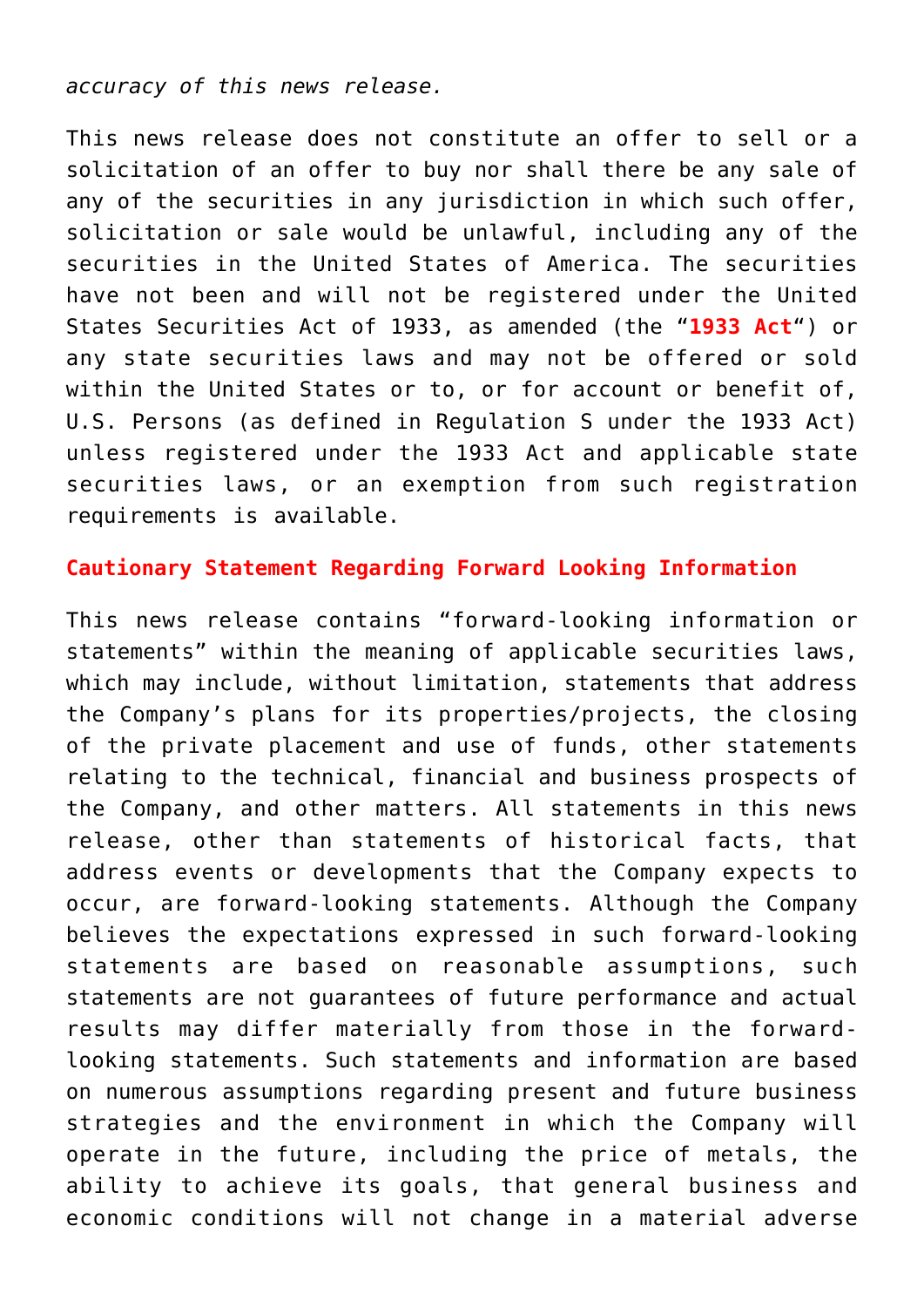*accuracy of this news release.*

This news release does not constitute an offer to sell or a solicitation of an offer to buy nor shall there be any sale of any of the securities in any jurisdiction in which such offer, solicitation or sale would be unlawful, including any of the securities in the United States of America. The securities have not been and will not be registered under the United States Securities Act of 1933, as amended (the "**1933 Act**") or any state securities laws and may not be offered or sold within the United States or to, or for account or benefit of, U.S. Persons (as defined in Regulation S under the 1933 Act) unless registered under the 1933 Act and applicable state securities laws, or an exemption from such registration requirements is available.

**Cautionary Statement Regarding Forward Looking Information**

This news release contains "forward-looking information or statements" within the meaning of applicable securities laws, which may include, without limitation, statements that address the Company's plans for its properties/projects, the closing of the private placement and use of funds, other statements relating to the technical, financial and business prospects of the Company, and other matters. All statements in this news release, other than statements of historical facts, that address events or developments that the Company expects to occur, are forward-looking statements. Although the Company believes the expectations expressed in such forward-looking statements are based on reasonable assumptions, such statements are not guarantees of future performance and actual results may differ materially from those in the forward-looking statements. Such statements and information are based on numerous assumptions regarding present and future business strategies and the environment in which the Company will operate in the future, including the price of metals, the ability to achieve its goals, that general business and economic conditions will not change in a material adverse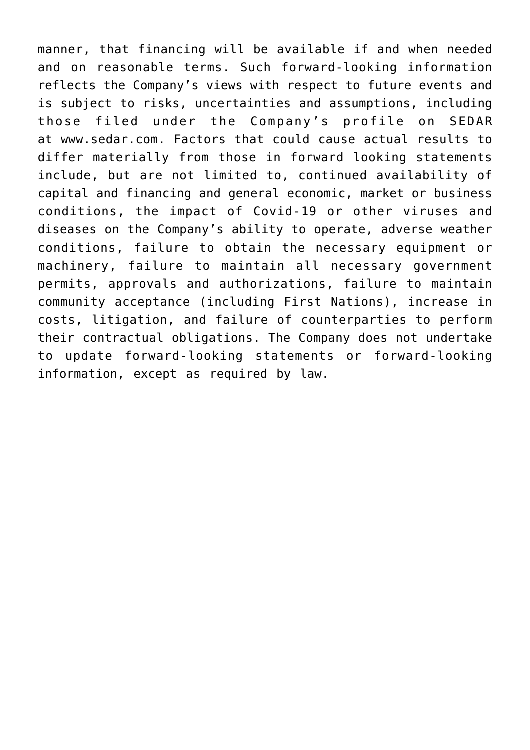manner, that financing will be available if and when needed and on reasonable terms. Such forward-looking information reflects the Company's views with respect to future events and is subject to risks, uncertainties and assumptions, including those filed under the Company's profile on SEDAR at www.sedar.com. Factors that could cause actual results to differ materially from those in forward looking statements include, but are not limited to, continued availability of capital and financing and general economic, market or business conditions, the impact of Covid-19 or other viruses and diseases on the Company's ability to operate, adverse weather conditions, failure to obtain the necessary equipment or machinery, failure to maintain all necessary government permits, approvals and authorizations, failure to maintain community acceptance (including First Nations), increase in costs, litigation, and failure of counterparties to perform their contractual obligations. The Company does not undertake to update forward-looking statements or forward-looking information, except as required by law.